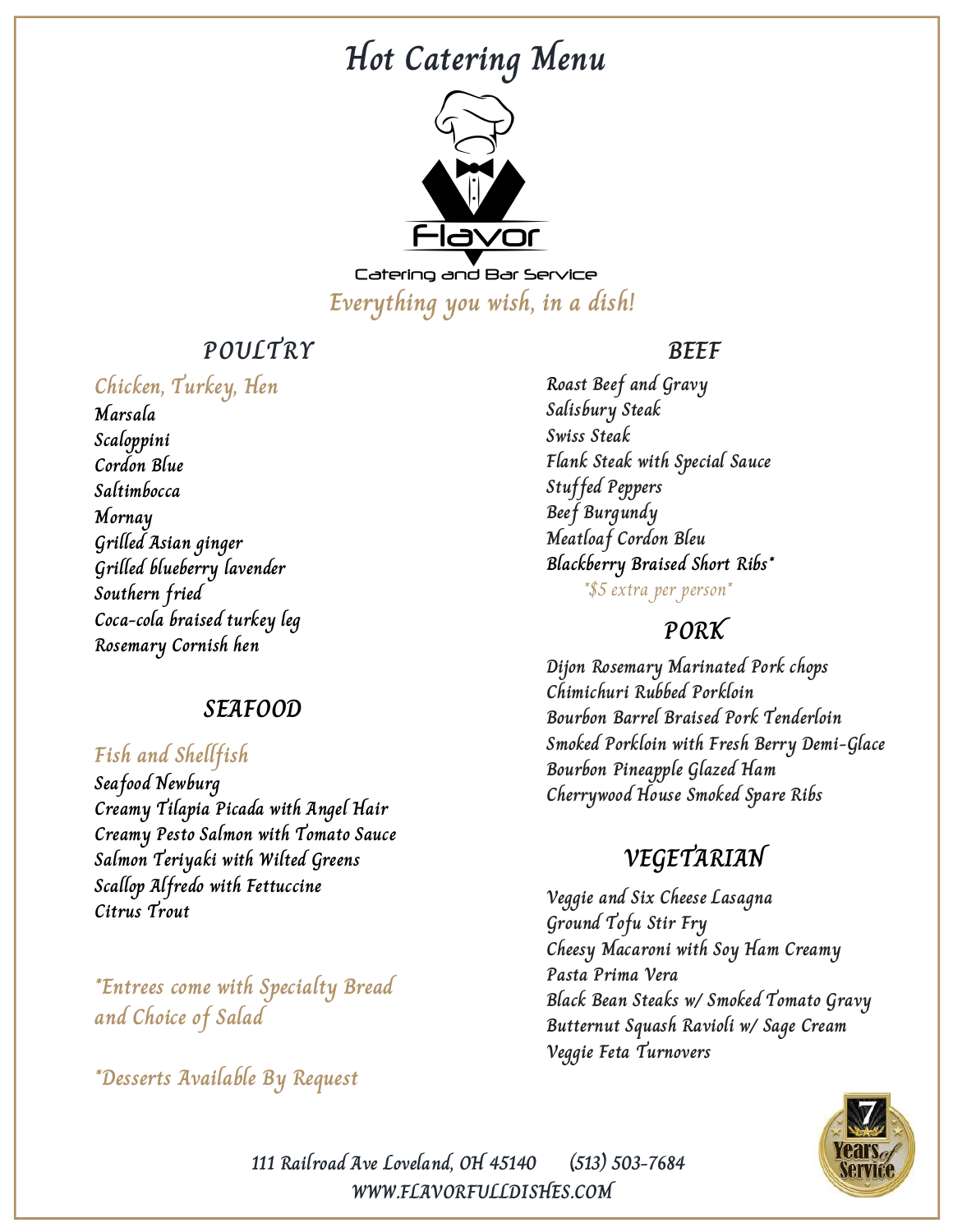# Hot Catering Menu

Flavor

Catering and Bar Service

*Everything you wish, in a dish!*

## POULTRY

### Chicken, Turkey, Hen

Marsala
Scaloppini
Cordon Blue
Saltimbocca
Mornay
Grilled Asian ginger
Grilled blueberry lavender
Southern fried
Coca-cola braised turkey leg
Rosemary Cornish hen

## SEAFOOD

### Fish and Shellfish

Seafood Newburg
Creamy Tilapia Picada with Angel Hair
Creamy Pesto Salmon with Tomato Sauce
Salmon Teriyaki with Wilted Greens
Scallop Alfredo with Fettuccine
Citrus Trout

*Entrees come with Specialty Bread and Choice of Salad

*Desserts Available By Request

## BEEF

Roast Beef and Gravy
Salisbury Steak
Swiss Steak
Flank Steak with Special Sauce
Stuffed Peppers
Beef Burgundy
Meatloaf Cordon Bleu
Blackberry Braised Short Ribs*

*$5 extra per person*

## PORK

Dijon Rosemary Marinated Pork chops
Chimichuri Rubbed Porkloin
Bourbon Barrel Braised Pork Tenderloin
Smoked Porkloin with Fresh Berry Demi-Glace
Bourbon Pineapple Glazed Ham
Cherrywood House Smoked Spare Ribs

## VEGETARIAN

Veggie and Six Cheese Lasagna
Ground Tofu Stir Fry
Cheesy Macaroni with Soy Ham Creamy
Pasta Prima Vera
Black Bean Steaks w/ Smoked Tomato Gravy
Butternut Squash Ravioli w/ Sage Cream
Veggie Feta Turnovers

7 Years of Service

111 Railroad Ave Loveland, OH 45140 (513) 503-7684
WWW.FLAVORFULLDISHES.COM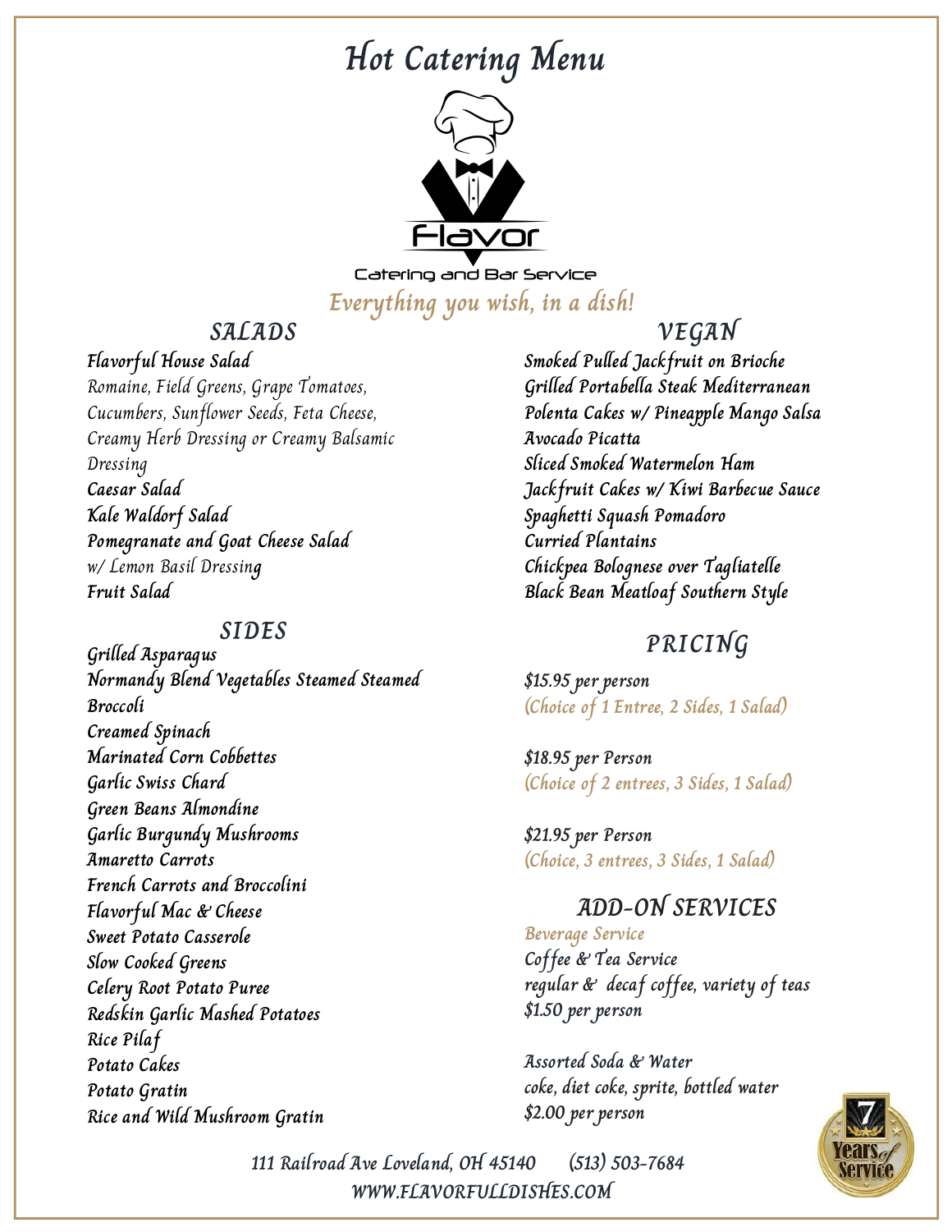# Hot Catering Menu

Flavor

Catering and Bar Service

*Everything you wish, in a dish!*

## SALADS

**Flavorful House Salad**
*Romaine, Field Greens, Grape Tomatoes, Cucumbers, Sunflower Seeds, Feta Cheese, Creamy Herb Dressing or Creamy Balsamic Dressing*

**Caesar Salad**

**Kale Waldorf Salad**

**Pomegranate and Goat Cheese Salad**
*w/ Lemon Basil Dressing*

**Fruit Salad**

## SIDES

**Grilled Asparagus**
**Normandy Blend Vegetables Steamed Steamed Broccoli**
**Creamed Spinach**
**Marinated Corn Cobbettes**
**Garlic Swiss Chard**
**Green Beans Almondine**
**Garlic Burgundy Mushrooms**
**Amaretto Carrots**
**French Carrots and Broccolini**
**Flavorful Mac & Cheese**
**Sweet Potato Casserole**
**Slow Cooked Greens**
**Celery Root Potato Puree**
**Redskin Garlic Mashed Potatoes**
**Rice Pilaf**
**Potato Cakes**
**Potato Gratin**
**Rice and Wild Mushroom Gratin**

## VEGAN

**Smoked Pulled Jackfruit on Brioche**
**Grilled Portabella Steak Mediterranean**
**Polenta Cakes w/ Pineapple Mango Salsa**
**Avocado Picatta**
**Sliced Smoked Watermelon Ham**
**Jackfruit Cakes w/ Kiwi Barbecue Sauce**
**Spaghetti Squash Pomadoro**
**Curried Plantains**
**Chickpea Bolognese over Tagliatelle**
**Black Bean Meatloaf Southern Style**

## PRICING

**$15.95 per person**
(Choice of 1 Entree, 2 Sides, 1 Salad)

**$18.95 per Person**
(Choice of 2 entrees, 3 Sides, 1 Salad)

**$21.95 per Person**
(Choice, 3 entrees, 3 Sides, 1 Salad)

## ADD-ON SERVICES

Beverage Service

**Coffee & Tea Service**
regular & decaf coffee, variety of teas
$1.50 per person

**Assorted Soda & Water**
coke, diet coke, sprite, bottled water
$2.00 per person

7 Years of Service

111 Railroad Ave Loveland, OH 45140 (513) 503-7684
WWW.FLAVORFULLDISHES.COM